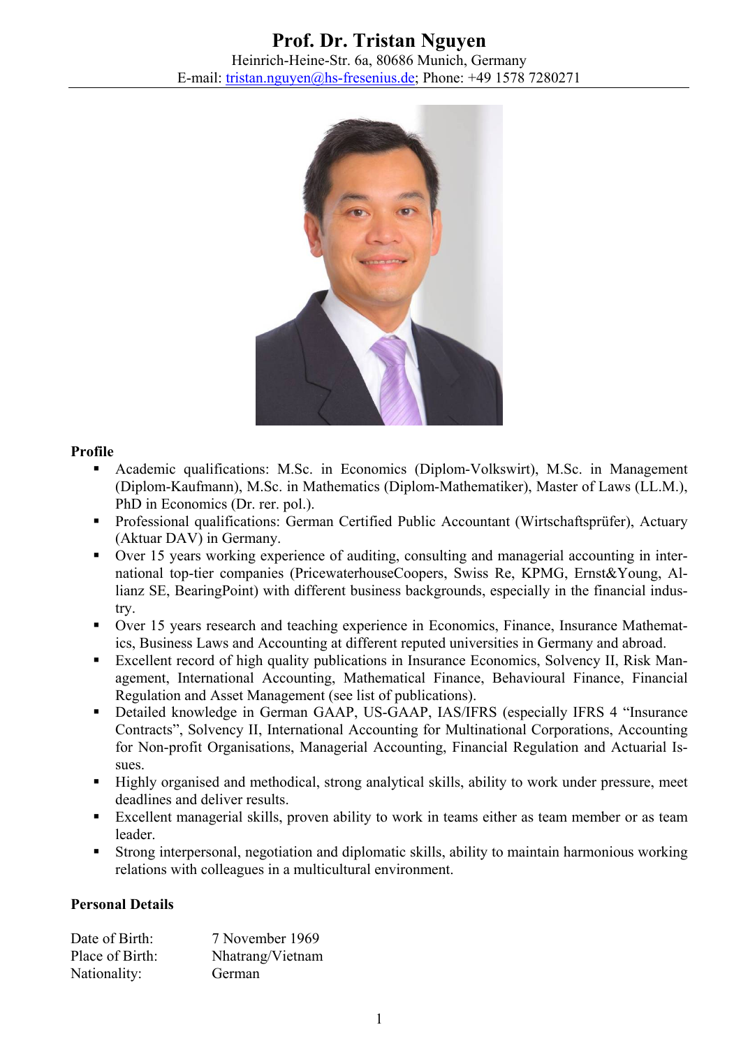# Prof. Dr. Tristan Nguyen

Heinrich-Heine-Str. 6a, 80686 Munich, Germany
E-mail: tristan.nguyen@hs-fresenius.de; Phone: +49 1578 7280271

## Profile

- Academic qualifications: M.Sc. in Economics (Diplom-Volkswirt), M.Sc. in Management (Diplom-Kaufmann), M.Sc. in Mathematics (Diplom-Mathematiker), Master of Laws (LL.M.), PhD in Economics (Dr. rer. pol.).
- Professional qualifications: German Certified Public Accountant (Wirtschaftsprüfer), Actuary (Aktuar DAV) in Germany.
- Over 15 years working experience of auditing, consulting and managerial accounting in international top-tier companies (PricewaterhouseCoopers, Swiss Re, KPMG, Ernst&Young, Allianz SE, BearingPoint) with different business backgrounds, especially in the financial industry.
- Over 15 years research and teaching experience in Economics, Finance, Insurance Mathematics, Business Laws and Accounting at different reputed universities in Germany and abroad.
- Excellent record of high quality publications in Insurance Economics, Solvency II, Risk Management, International Accounting, Mathematical Finance, Behavioural Finance, Financial Regulation and Asset Management (see list of publications).
- Detailed knowledge in German GAAP, US-GAAP, IAS/IFRS (especially IFRS 4 "Insurance Contracts", Solvency II, International Accounting for Multinational Corporations, Accounting for Non-profit Organisations, Managerial Accounting, Financial Regulation and Actuarial Issues.
- Highly organised and methodical, strong analytical skills, ability to work under pressure, meet deadlines and deliver results.
- Excellent managerial skills, proven ability to work in teams either as team member or as team leader.
- Strong interpersonal, negotiation and diplomatic skills, ability to maintain harmonious working relations with colleagues in a multicultural environment.

## Personal Details

| | |
|---|---|
| Date of Birth: | 7 November 1969 |
| Place of Birth: | Nhatrang/Vietnam |
| Nationality: | German |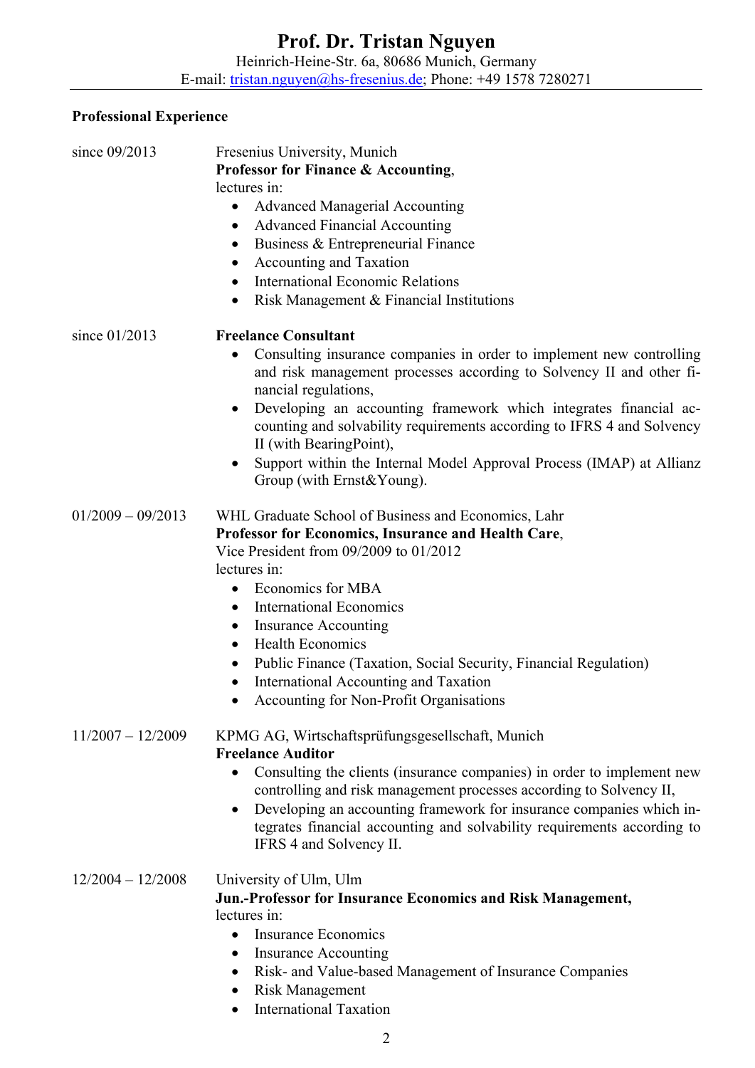# Prof. Dr. Tristan Nguyen

Heinrich-Heine-Str. 6a, 80686 Munich, Germany
E-mail: tristan.nguyen@hs-fresenius.de; Phone: +49 1578 7280271

## Professional Experience

**since 09/2013**

Fresenius University, Munich
**Professor for Finance & Accounting**,
lectures in:

- Advanced Managerial Accounting
- Advanced Financial Accounting
- Business & Entrepreneurial Finance
- Accounting and Taxation
- International Economic Relations
- Risk Management & Financial Institutions

**since 01/2013**

**Freelance Consultant**

- Consulting insurance companies in order to implement new controlling and risk management processes according to Solvency II and other financial regulations,
- Developing an accounting framework which integrates financial accounting and solvability requirements according to IFRS 4 and Solvency II (with BearingPoint),
- Support within the Internal Model Approval Process (IMAP) at Allianz Group (with Ernst&Young).

**01/2009 – 09/2013**

WHL Graduate School of Business and Economics, Lahr
**Professor for Economics, Insurance and Health Care**,
Vice President from 09/2009 to 01/2012
lectures in:

- Economics for MBA
- International Economics
- Insurance Accounting
- Health Economics
- Public Finance (Taxation, Social Security, Financial Regulation)
- International Accounting and Taxation
- Accounting for Non-Profit Organisations

**11/2007 – 12/2009**

KPMG AG, Wirtschaftsprüfungsgesellschaft, Munich
**Freelance Auditor**

- Consulting the clients (insurance companies) in order to implement new controlling and risk management processes according to Solvency II,
- Developing an accounting framework for insurance companies which integrates financial accounting and solvability requirements according to IFRS 4 and Solvency II.

**12/2004 – 12/2008**

University of Ulm, Ulm
**Jun.-Professor for Insurance Economics and Risk Management,**
lectures in:

- Insurance Economics
- Insurance Accounting
- Risk- and Value-based Management of Insurance Companies
- Risk Management
- International Taxation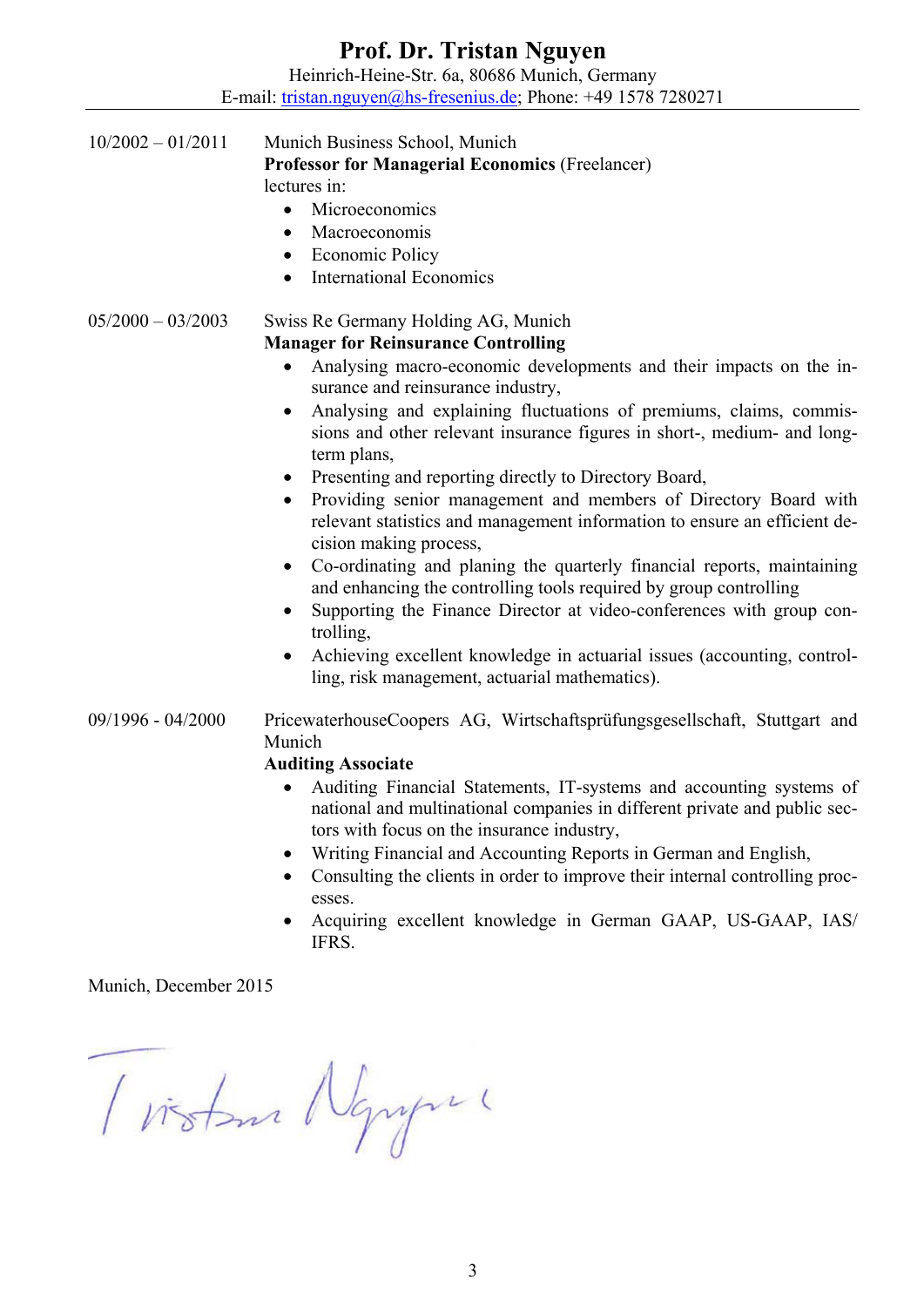# Prof. Dr. Tristan Nguyen

Heinrich-Heine-Str. 6a, 80686 Munich, Germany
E-mail: tristan.nguyen@hs-fresenius.de; Phone: +49 1578 7280271

---

10/2002 – 01/2011

Munich Business School, Munich
**Professor for Managerial Economics** (Freelancer)
lectures in:

- Microeconomics
- Macroeconomis
- Economic Policy
- International Economics

05/2000 – 03/2003

Swiss Re Germany Holding AG, Munich
**Manager for Reinsurance Controlling**

- Analysing macro-economic developments and their impacts on the insurance and reinsurance industry,
- Analysing and explaining fluctuations of premiums, claims, commissions and other relevant insurance figures in short-, medium- and long-term plans,
- Presenting and reporting directly to Directory Board,
- Providing senior management and members of Directory Board with relevant statistics and management information to ensure an efficient decision making process,
- Co-ordinating and planing the quarterly financial reports, maintaining and enhancing the controlling tools required by group controlling
- Supporting the Finance Director at video-conferences with group controlling,
- Achieving excellent knowledge in actuarial issues (accounting, controlling, risk management, actuarial mathematics).

09/1996 - 04/2000

PricewaterhouseCoopers AG, Wirtschaftsprüfungsgesellschaft, Stuttgart and Munich
**Auditing Associate**

- Auditing Financial Statements, IT-systems and accounting systems of national and multinational companies in different private and public sectors with focus on the insurance industry,
- Writing Financial and Accounting Reports in German and English,
- Consulting the clients in order to improve their internal controlling processes.
- Acquiring excellent knowledge in German GAAP, US-GAAP, IAS/ IFRS.

Munich, December 2015

Tristan Nguyen